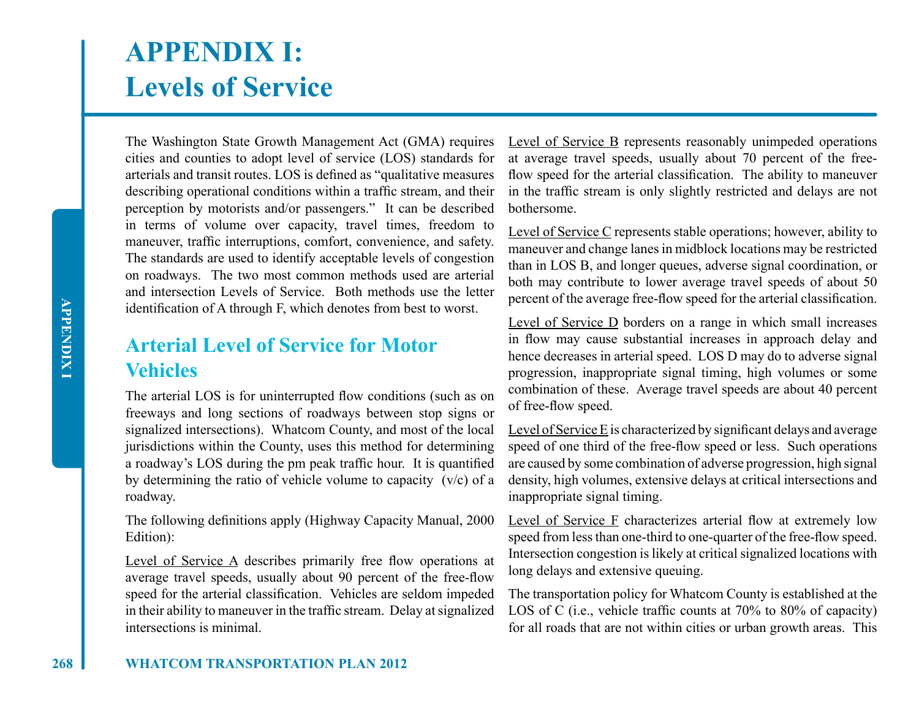# APPENDIX I: Levels of Service

The Washington State Growth Management Act (GMA) requires cities and counties to adopt level of service (LOS) standards for arterials and transit routes. LOS is defined as "qualitative measures describing operational conditions within a traffic stream, and their perception by motorists and/or passengers." It can be described in terms of volume over capacity, travel times, freedom to maneuver, traffic interruptions, comfort, convenience, and safety. The standards are used to identify acceptable levels of congestion on roadways. The two most common methods used are arterial and intersection Levels of Service. Both methods use the letter identification of A through F, which denotes from best to worst.

## Arterial Level of Service for Motor Vehicles

The arterial LOS is for uninterrupted flow conditions (such as on freeways and long sections of roadways between stop signs or signalized intersections). Whatcom County, and most of the local jurisdictions within the County, uses this method for determining a roadway's LOS during the pm peak traffic hour. It is quantified by determining the ratio of vehicle volume to capacity (v/c) of a roadway.

The following definitions apply (Highway Capacity Manual, 2000 Edition):

<u>Level of Service A</u> describes primarily free flow operations at average travel speeds, usually about 90 percent of the free-flow speed for the arterial classification. Vehicles are seldom impeded in their ability to maneuver in the traffic stream. Delay at signalized intersections is minimal.

<u>Level of Service B</u> represents reasonably unimpeded operations at average travel speeds, usually about 70 percent of the free-flow speed for the arterial classification. The ability to maneuver in the traffic stream is only slightly restricted and delays are not bothersome.

<u>Level of Service C</u> represents stable operations; however, ability to maneuver and change lanes in midblock locations may be restricted than in LOS B, and longer queues, adverse signal coordination, or both may contribute to lower average travel speeds of about 50 percent of the average free-flow speed for the arterial classification.

<u>Level of Service D</u> borders on a range in which small increases in flow may cause substantial increases in approach delay and hence decreases in arterial speed. LOS D may do to adverse signal progression, inappropriate signal timing, high volumes or some combination of these. Average travel speeds are about 40 percent of free-flow speed.

<u>Level of Service E</u> is characterized by significant delays and average speed of one third of the free-flow speed or less. Such operations are caused by some combination of adverse progression, high signal density, high volumes, extensive delays at critical intersections and inappropriate signal timing.

<u>Level of Service F</u> characterizes arterial flow at extremely low speed from less than one-third to one-quarter of the free-flow speed. Intersection congestion is likely at critical signalized locations with long delays and extensive queuing.

The transportation policy for Whatcom County is established at the LOS of C (i.e., vehicle traffic counts at 70% to 80% of capacity) for all roads that are not within cities or urban growth areas. This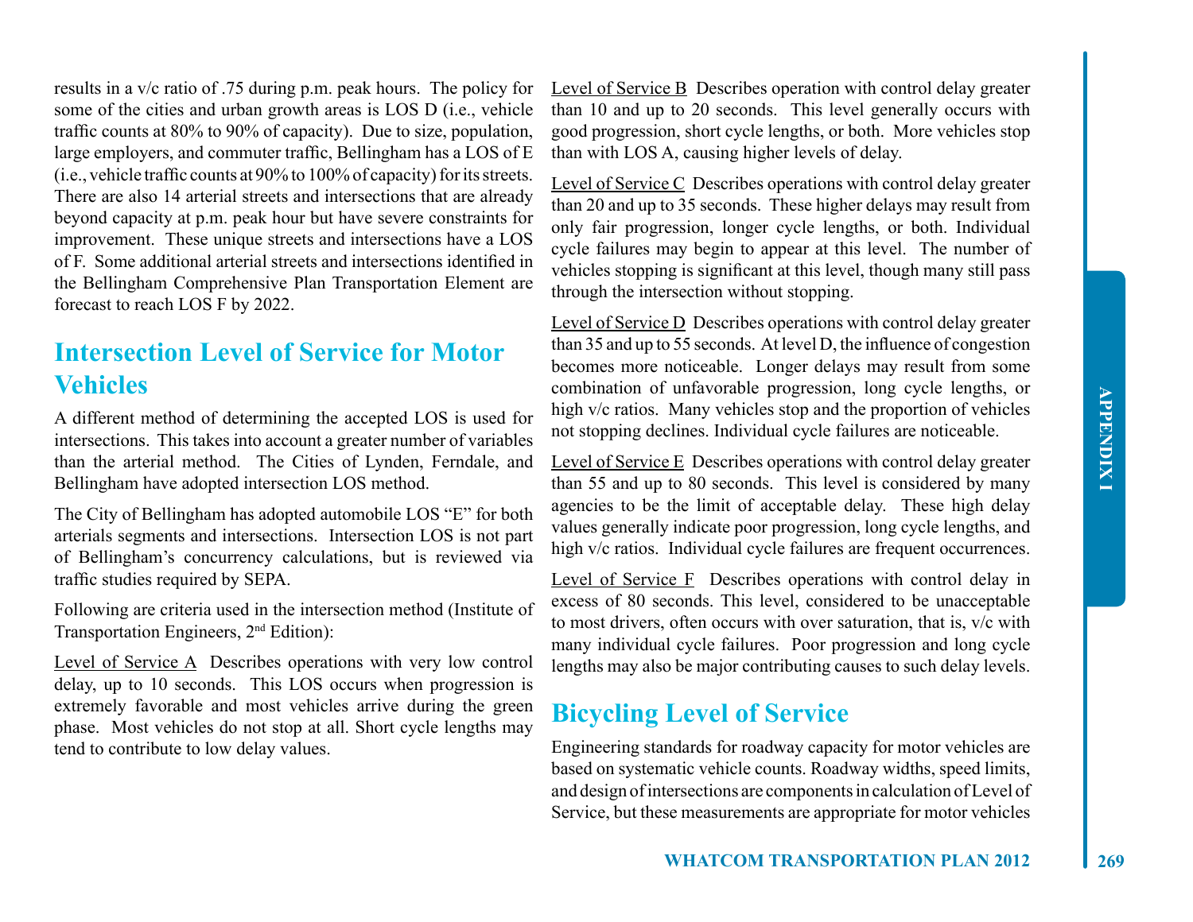results in a v/c ratio of .75 during p.m. peak hours. The policy for some of the cities and urban growth areas is LOS D (i.e., vehicle traffic counts at 80% to 90% of capacity). Due to size, population, large employers, and commuter traffic, Bellingham has a LOS of E (i.e., vehicle traffic counts at 90% to 100% of capacity) for its streets. There are also 14 arterial streets and intersections that are already beyond capacity at p.m. peak hour but have severe constraints for improvement. These unique streets and intersections have a LOS of F. Some additional arterial streets and intersections identified in the Bellingham Comprehensive Plan Transportation Element are forecast to reach LOS F by 2022.

## Intersection Level of Service for Motor Vehicles

A different method of determining the accepted LOS is used for intersections. This takes into account a greater number of variables than the arterial method. The Cities of Lynden, Ferndale, and Bellingham have adopted intersection LOS method.

The City of Bellingham has adopted automobile LOS "E" for both arterials segments and intersections. Intersection LOS is not part of Bellingham's concurrency calculations, but is reviewed via traffic studies required by SEPA.

Following are criteria used in the intersection method (Institute of Transportation Engineers, 2nd Edition):

Level of Service A Describes operations with very low control delay, up to 10 seconds. This LOS occurs when progression is extremely favorable and most vehicles arrive during the green phase. Most vehicles do not stop at all. Short cycle lengths may tend to contribute to low delay values.

Level of Service B Describes operation with control delay greater than 10 and up to 20 seconds. This level generally occurs with good progression, short cycle lengths, or both. More vehicles stop than with LOS A, causing higher levels of delay.

Level of Service C Describes operations with control delay greater than 20 and up to 35 seconds. These higher delays may result from only fair progression, longer cycle lengths, or both. Individual cycle failures may begin to appear at this level. The number of vehicles stopping is significant at this level, though many still pass through the intersection without stopping.

Level of Service D Describes operations with control delay greater than 35 and up to 55 seconds. At level D, the influence of congestion becomes more noticeable. Longer delays may result from some combination of unfavorable progression, long cycle lengths, or high v/c ratios. Many vehicles stop and the proportion of vehicles not stopping declines. Individual cycle failures are noticeable.

Level of Service E Describes operations with control delay greater than 55 and up to 80 seconds. This level is considered by many agencies to be the limit of acceptable delay. These high delay values generally indicate poor progression, long cycle lengths, and high v/c ratios. Individual cycle failures are frequent occurrences.

Level of Service F Describes operations with control delay in excess of 80 seconds. This level, considered to be unacceptable to most drivers, often occurs with over saturation, that is, v/c with many individual cycle failures. Poor progression and long cycle lengths may also be major contributing causes to such delay levels.

## Bicycling Level of Service

Engineering standards for roadway capacity for motor vehicles are based on systematic vehicle counts. Roadway widths, speed limits, and design of intersections are components in calculation of Level of Service, but these measurements are appropriate for motor vehicles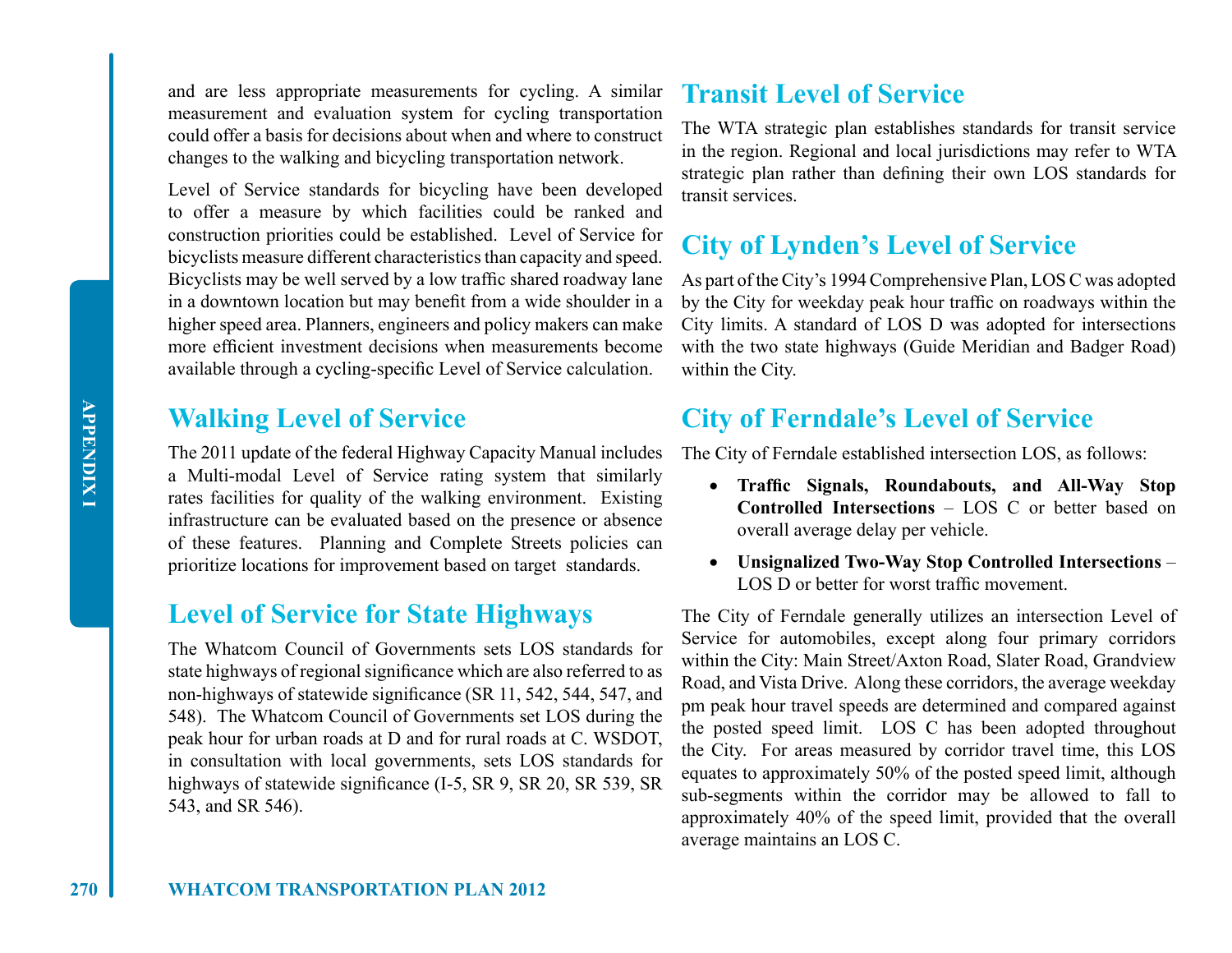and are less appropriate measurements for cycling. A similar measurement and evaluation system for cycling transportation could offer a basis for decisions about when and where to construct changes to the walking and bicycling transportation network.

Level of Service standards for bicycling have been developed to offer a measure by which facilities could be ranked and construction priorities could be established. Level of Service for bicyclists measure different characteristics than capacity and speed. Bicyclists may be well served by a low traffic shared roadway lane in a downtown location but may benefit from a wide shoulder in a higher speed area. Planners, engineers and policy makers can make more efficient investment decisions when measurements become available through a cycling-specific Level of Service calculation.

## Walking Level of Service

The 2011 update of the federal Highway Capacity Manual includes a Multi-modal Level of Service rating system that similarly rates facilities for quality of the walking environment. Existing infrastructure can be evaluated based on the presence or absence of these features. Planning and Complete Streets policies can prioritize locations for improvement based on target standards.

## Level of Service for State Highways

The Whatcom Council of Governments sets LOS standards for state highways of regional significance which are also referred to as non-highways of statewide significance (SR 11, 542, 544, 547, and 548). The Whatcom Council of Governments set LOS during the peak hour for urban roads at D and for rural roads at C. WSDOT, in consultation with local governments, sets LOS standards for highways of statewide significance (I-5, SR 9, SR 20, SR 539, SR 543, and SR 546).

## Transit Level of Service

The WTA strategic plan establishes standards for transit service in the region. Regional and local jurisdictions may refer to WTA strategic plan rather than defining their own LOS standards for transit services.

## City of Lynden's Level of Service

As part of the City's 1994 Comprehensive Plan, LOS C was adopted by the City for weekday peak hour traffic on roadways within the City limits. A standard of LOS D was adopted for intersections with the two state highways (Guide Meridian and Badger Road) within the City.

## City of Ferndale's Level of Service

The City of Ferndale established intersection LOS, as follows:

- **Traffic Signals, Roundabouts, and All-Way Stop Controlled Intersections** – LOS C or better based on overall average delay per vehicle.
- **Unsignalized Two-Way Stop Controlled Intersections** – LOS D or better for worst traffic movement.

The City of Ferndale generally utilizes an intersection Level of Service for automobiles, except along four primary corridors within the City: Main Street/Axton Road, Slater Road, Grandview Road, and Vista Drive. Along these corridors, the average weekday pm peak hour travel speeds are determined and compared against the posted speed limit. LOS C has been adopted throughout the City. For areas measured by corridor travel time, this LOS equates to approximately 50% of the posted speed limit, although sub-segments within the corridor may be allowed to fall to approximately 40% of the speed limit, provided that the overall average maintains an LOS C.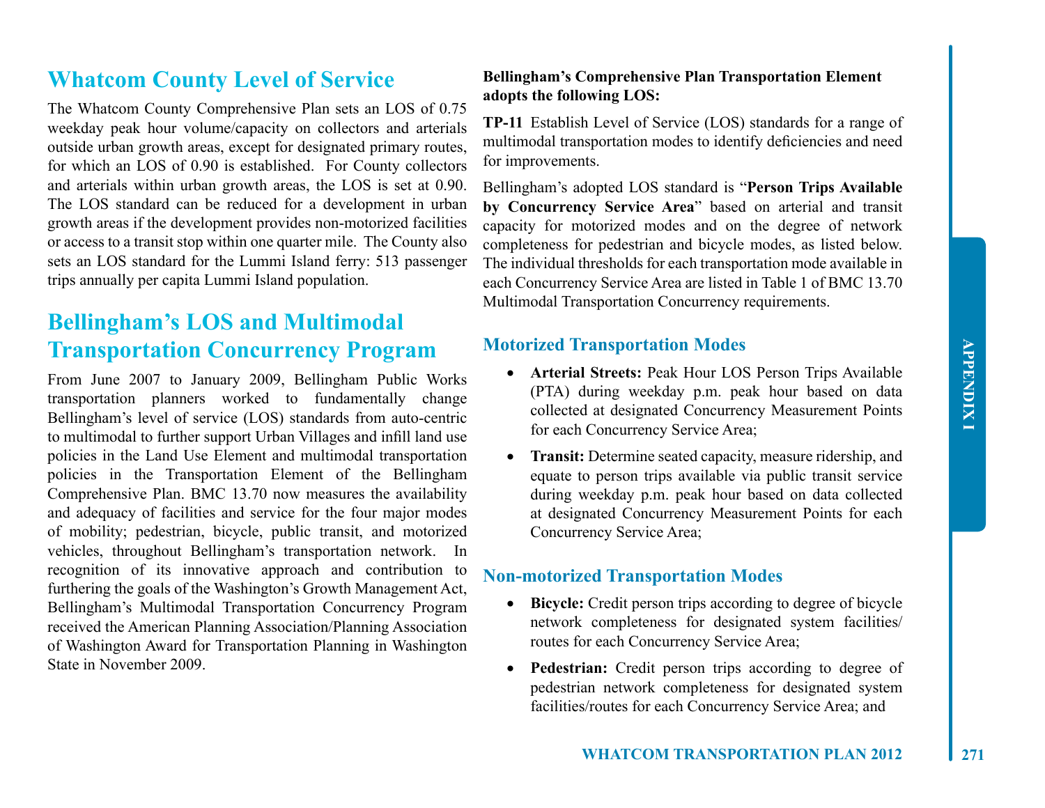## Whatcom County Level of Service

The Whatcom County Comprehensive Plan sets an LOS of 0.75 weekday peak hour volume/capacity on collectors and arterials outside urban growth areas, except for designated primary routes, for which an LOS of 0.90 is established. For County collectors and arterials within urban growth areas, the LOS is set at 0.90. The LOS standard can be reduced for a development in urban growth areas if the development provides non-motorized facilities or access to a transit stop within one quarter mile. The County also sets an LOS standard for the Lummi Island ferry: 513 passenger trips annually per capita Lummi Island population.

## Bellingham's LOS and Multimodal Transportation Concurrency Program

From June 2007 to January 2009, Bellingham Public Works transportation planners worked to fundamentally change Bellingham's level of service (LOS) standards from auto-centric to multimodal to further support Urban Villages and infill land use policies in the Land Use Element and multimodal transportation policies in the Transportation Element of the Bellingham Comprehensive Plan. BMC 13.70 now measures the availability and adequacy of facilities and service for the four major modes of mobility; pedestrian, bicycle, public transit, and motorized vehicles, throughout Bellingham's transportation network. In recognition of its innovative approach and contribution to furthering the goals of the Washington's Growth Management Act, Bellingham's Multimodal Transportation Concurrency Program received the American Planning Association/Planning Association of Washington Award for Transportation Planning in Washington State in November 2009.

**Bellingham's Comprehensive Plan Transportation Element adopts the following LOS:**

**TP-11** Establish Level of Service (LOS) standards for a range of multimodal transportation modes to identify deficiencies and need for improvements.

Bellingham's adopted LOS standard is "**Person Trips Available by Concurrency Service Area**" based on arterial and transit capacity for motorized modes and on the degree of network completeness for pedestrian and bicycle modes, as listed below. The individual thresholds for each transportation mode available in each Concurrency Service Area are listed in Table 1 of BMC 13.70 Multimodal Transportation Concurrency requirements.

### Motorized Transportation Modes

- **Arterial Streets:** Peak Hour LOS Person Trips Available (PTA) during weekday p.m. peak hour based on data collected at designated Concurrency Measurement Points for each Concurrency Service Area;
- **Transit:** Determine seated capacity, measure ridership, and equate to person trips available via public transit service during weekday p.m. peak hour based on data collected at designated Concurrency Measurement Points for each Concurrency Service Area;

### Non-motorized Transportation Modes

- **Bicycle:** Credit person trips according to degree of bicycle network completeness for designated system facilities/ routes for each Concurrency Service Area;
- **Pedestrian:** Credit person trips according to degree of pedestrian network completeness for designated system facilities/routes for each Concurrency Service Area; and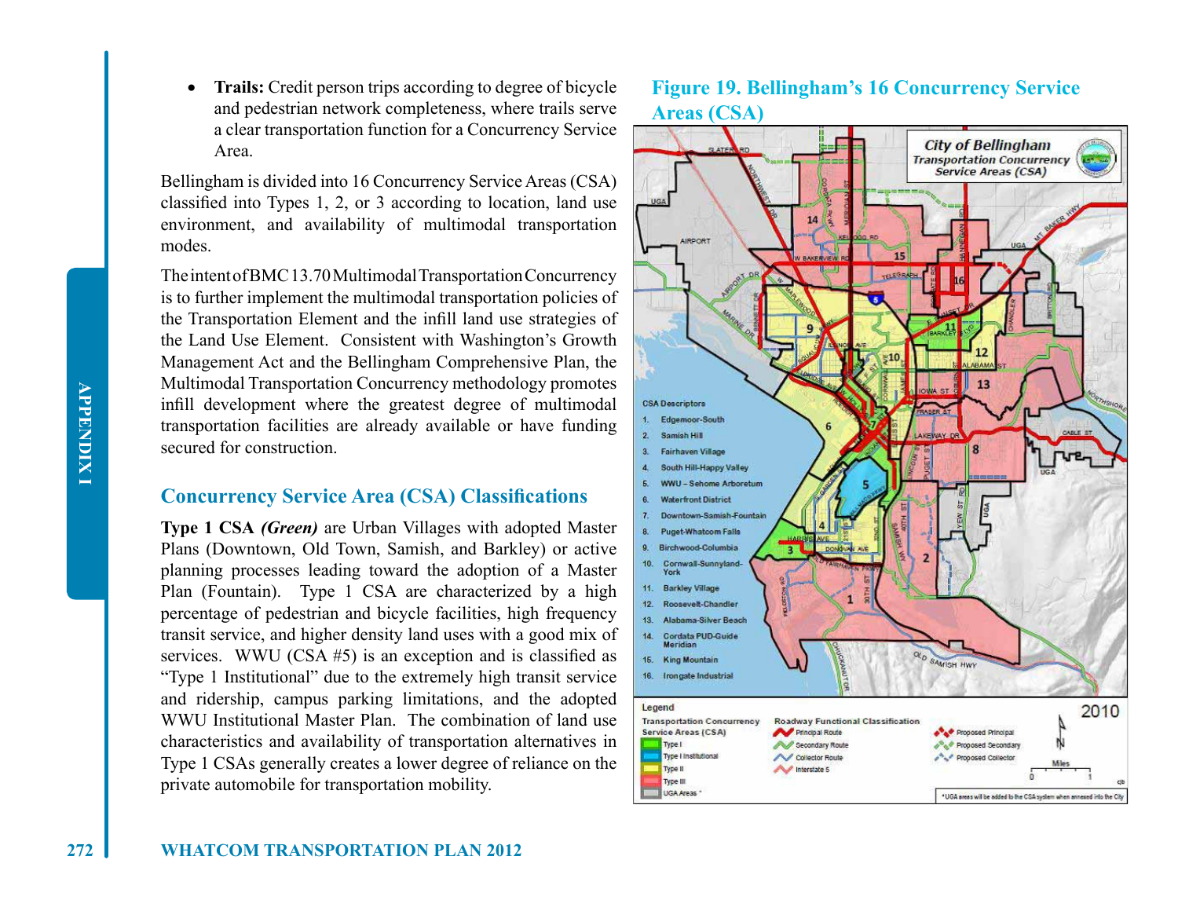- **Trails:** Credit person trips according to degree of bicycle and pedestrian network completeness, where trails serve a clear transportation function for a Concurrency Service Area.

Bellingham is divided into 16 Concurrency Service Areas (CSA) classified into Types 1, 2, or 3 according to location, land use environment, and availability of multimodal transportation modes.

The intent of BMC 13.70 Multimodal Transportation Concurrency is to further implement the multimodal transportation policies of the Transportation Element and the infill land use strategies of the Land Use Element. Consistent with Washington's Growth Management Act and the Bellingham Comprehensive Plan, the Multimodal Transportation Concurrency methodology promotes infill development where the greatest degree of multimodal transportation facilities are already available or have funding secured for construction.

## Concurrency Service Area (CSA) Classifications

**Type 1 CSA** ***(Green)*** are Urban Villages with adopted Master Plans (Downtown, Old Town, Samish, and Barkley) or active planning processes leading toward the adoption of a Master Plan (Fountain). Type 1 CSA are characterized by a high percentage of pedestrian and bicycle facilities, high frequency transit service, and higher density land uses with a good mix of services. WWU (CSA #5) is an exception and is classified as "Type 1 Institutional" due to the extremely high transit service and ridership, campus parking limitations, and the adopted WWU Institutional Master Plan. The combination of land use characteristics and availability of transportation alternatives in Type 1 CSAs generally creates a lower degree of reliance on the private automobile for transportation mobility.

## Figure 19. Bellingham's 16 Concurrency Service Areas (CSA)

City of Bellingham Transportation Concurrency Service Areas (CSA)

CSA Descriptors

1. Edgemoor-South
2. Samish Hill
3. Fairhaven Village
4. South Hill-Happy Valley
5. WWU – Sehome Arboretum
6. Waterfront District
7. Downtown-Samish-Fountain
8. Puget-Whatcom Falls
9. Birchwood-Columbia
10. Cornwall-Sunnyland-York
11. Barkley Village
12. Roosevelt-Chandler
13. Alabama-Silver Beach
14. Cordata PUD-Guide Meridian
15. King Mountain
16. Irongate Industrial

Legend

Transportation Concurrency Service Areas (CSA): Type I; Type I Institutional; Type II; Type III; UGA Areas *

Roadway Functional Classification: Principal Route; Secondary Route; Collector Route; Interstate 5; Proposed Principal; Proposed Secondary; Proposed Collector

2010

\* UGA areas will be added to the CSA system when annexed into the City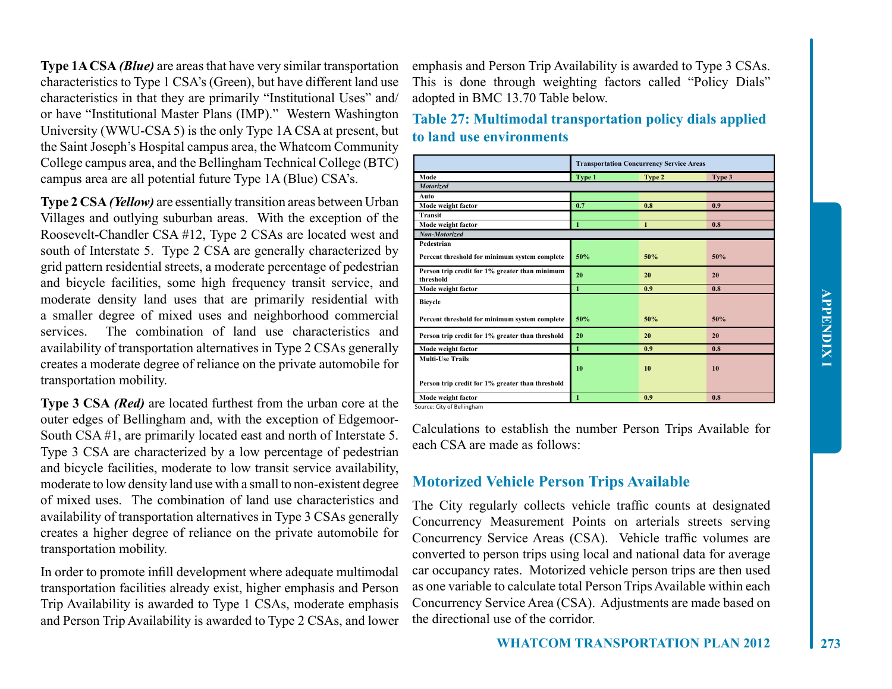**Type 1A CSA *(Blue)*** are areas that have very similar transportation characteristics to Type 1 CSA's (Green), but have different land use characteristics in that they are primarily "Institutional Uses" and/or have "Institutional Master Plans (IMP)." Western Washington University (WWU-CSA 5) is the only Type 1A CSA at present, but the Saint Joseph's Hospital campus area, the Whatcom Community College campus area, and the Bellingham Technical College (BTC) campus area are all potential future Type 1A (Blue) CSA's.

**Type 2 CSA *(Yellow)*** are essentially transition areas between Urban Villages and outlying suburban areas. With the exception of the Roosevelt-Chandler CSA #12, Type 2 CSAs are located west and south of Interstate 5. Type 2 CSA are generally characterized by grid pattern residential streets, a moderate percentage of pedestrian and bicycle facilities, some high frequency transit service, and moderate density land uses that are primarily residential with a smaller degree of mixed uses and neighborhood commercial services. The combination of land use characteristics and availability of transportation alternatives in Type 2 CSAs generally creates a moderate degree of reliance on the private automobile for transportation mobility.

**Type 3 CSA *(Red)*** are located furthest from the urban core at the outer edges of Bellingham and, with the exception of Edgemoor-South CSA #1, are primarily located east and north of Interstate 5. Type 3 CSA are characterized by a low percentage of pedestrian and bicycle facilities, moderate to low transit service availability, moderate to low density land use with a small to non-existent degree of mixed uses. The combination of land use characteristics and availability of transportation alternatives in Type 3 CSAs generally creates a higher degree of reliance on the private automobile for transportation mobility.

In order to promote infill development where adequate multimodal transportation facilities already exist, higher emphasis and Person Trip Availability is awarded to Type 1 CSAs, moderate emphasis and Person Trip Availability is awarded to Type 2 CSAs, and lower emphasis and Person Trip Availability is awarded to Type 3 CSAs. This is done through weighting factors called "Policy Dials" adopted in BMC 13.70 Table below.

### Table 27: Multimodal transportation policy dials applied to land use environments

| | Transportation Concurrency Service Areas | | |
|---|---|---|---|
| **Mode** | **Type 1** | **Type 2** | **Type 3** |
| ***Motorized*** | | | |
| **Auto** | | | |
| Mode weight factor | 0.7 | 0.8 | 0.9 |
| **Transit** | | | |
| Mode weight factor | 1 | 1 | 0.8 |
| ***Non-Motorized*** | | | |
| **Pedestrian** | | | |
| Percent threshold for minimum system complete | 50% | 50% | 50% |
| Person trip credit for 1% greater than minimum threshold | 20 | 20 | 20 |
| Mode weight factor | 1 | 0.9 | 0.8 |
| **Bicycle** | | | |
| Percent threshold for minimum system complete | 50% | 50% | 50% |
| Person trip credit for 1% greater than threshold | 20 | 20 | 20 |
| Mode weight factor | 1 | 0.9 | 0.8 |
| **Multi-Use Trails** | | | |
| Person trip credit for 1% greater than threshold | 10 | 10 | 10 |
| Mode weight factor | 1 | 0.9 | 0.8 |

Source: City of Bellingham

Calculations to establish the number Person Trips Available for each CSA are made as follows:

## Motorized Vehicle Person Trips Available

The City regularly collects vehicle traffic counts at designated Concurrency Measurement Points on arterials streets serving Concurrency Service Areas (CSA). Vehicle traffic volumes are converted to person trips using local and national data for average car occupancy rates. Motorized vehicle person trips are then used as one variable to calculate total Person Trips Available within each Concurrency Service Area (CSA). Adjustments are made based on the directional use of the corridor.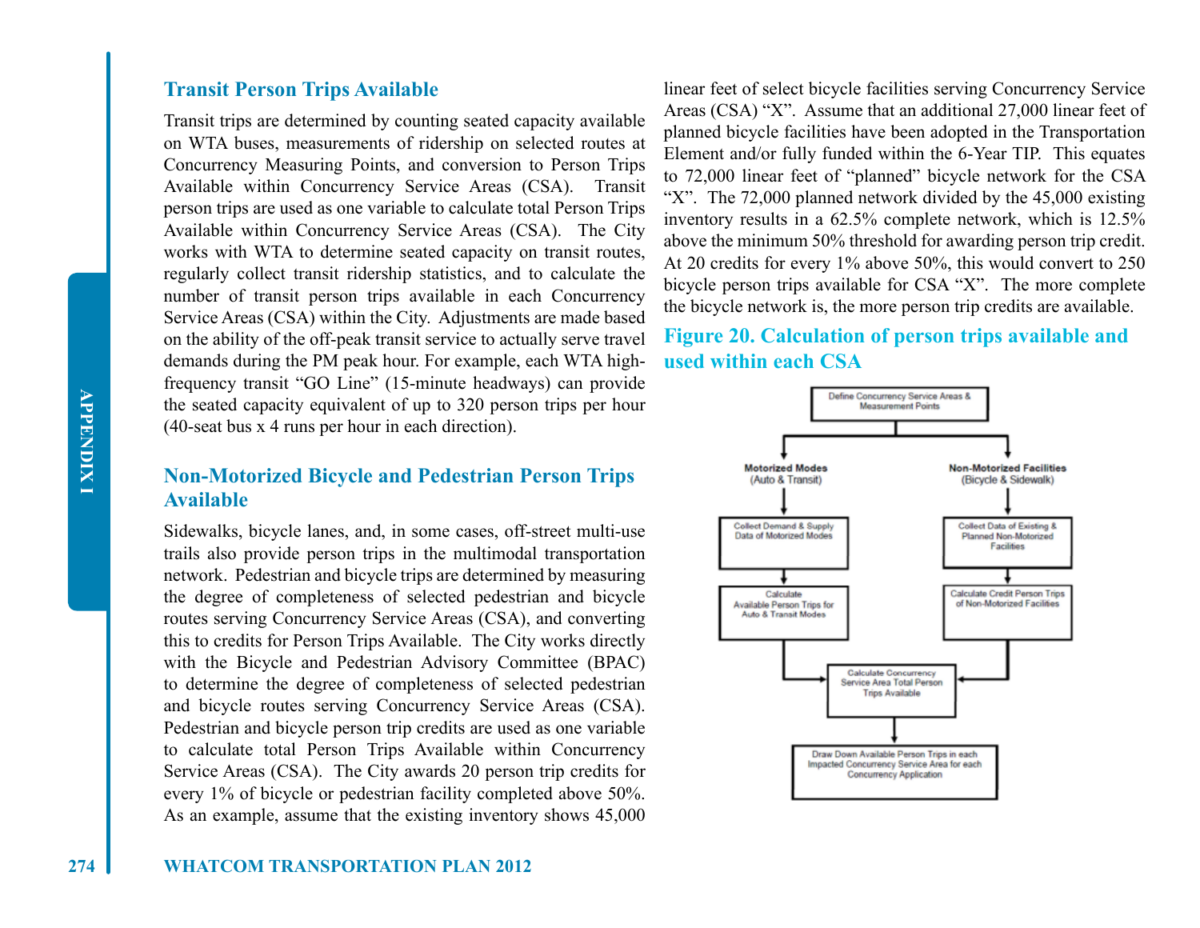## Transit Person Trips Available

Transit trips are determined by counting seated capacity available on WTA buses, measurements of ridership on selected routes at Concurrency Measuring Points, and conversion to Person Trips Available within Concurrency Service Areas (CSA). Transit person trips are used as one variable to calculate total Person Trips Available within Concurrency Service Areas (CSA). The City works with WTA to determine seated capacity on transit routes, regularly collect transit ridership statistics, and to calculate the number of transit person trips available in each Concurrency Service Areas (CSA) within the City. Adjustments are made based on the ability of the off-peak transit service to actually serve travel demands during the PM peak hour. For example, each WTA high-frequency transit "GO Line" (15-minute headways) can provide the seated capacity equivalent of up to 320 person trips per hour (40-seat bus x 4 runs per hour in each direction).

## Non-Motorized Bicycle and Pedestrian Person Trips Available

Sidewalks, bicycle lanes, and, in some cases, off-street multi-use trails also provide person trips in the multimodal transportation network. Pedestrian and bicycle trips are determined by measuring the degree of completeness of selected pedestrian and bicycle routes serving Concurrency Service Areas (CSA), and converting this to credits for Person Trips Available. The City works directly with the Bicycle and Pedestrian Advisory Committee (BPAC) to determine the degree of completeness of selected pedestrian and bicycle routes serving Concurrency Service Areas (CSA). Pedestrian and bicycle person trip credits are used as one variable to calculate total Person Trips Available within Concurrency Service Areas (CSA). The City awards 20 person trip credits for every 1% of bicycle or pedestrian facility completed above 50%. As an example, assume that the existing inventory shows 45,000 linear feet of select bicycle facilities serving Concurrency Service Areas (CSA) "X". Assume that an additional 27,000 linear feet of planned bicycle facilities have been adopted in the Transportation Element and/or fully funded within the 6-Year TIP. This equates to 72,000 linear feet of "planned" bicycle network for the CSA "X". The 72,000 planned network divided by the 45,000 existing inventory results in a 62.5% complete network, which is 12.5% above the minimum 50% threshold for awarding person trip credit. At 20 credits for every 1% above 50%, this would convert to 250 bicycle person trips available for CSA "X". The more complete the bicycle network is, the more person trip credits are available.

### Figure 20. Calculation of person trips available and used within each CSA

Define Concurrency Service Areas & Measurement Points

Motorized Modes (Auto & Transit)

Non-Motorized Facilities (Bicycle & Sidewalk)

Collect Demand & Supply Data of Motorized Modes

Collect Data of Existing & Planned Non-Motorized Facilities

Calculate Available Person Trips for Auto & Transit Modes

Calculate Credit Person Trips of Non-Motorized Facilities

Calculate Concurrency Service Area Total Person Trips Available

Draw Down Available Person Trips in each Impacted Concurrency Service Area for each Concurrency Application